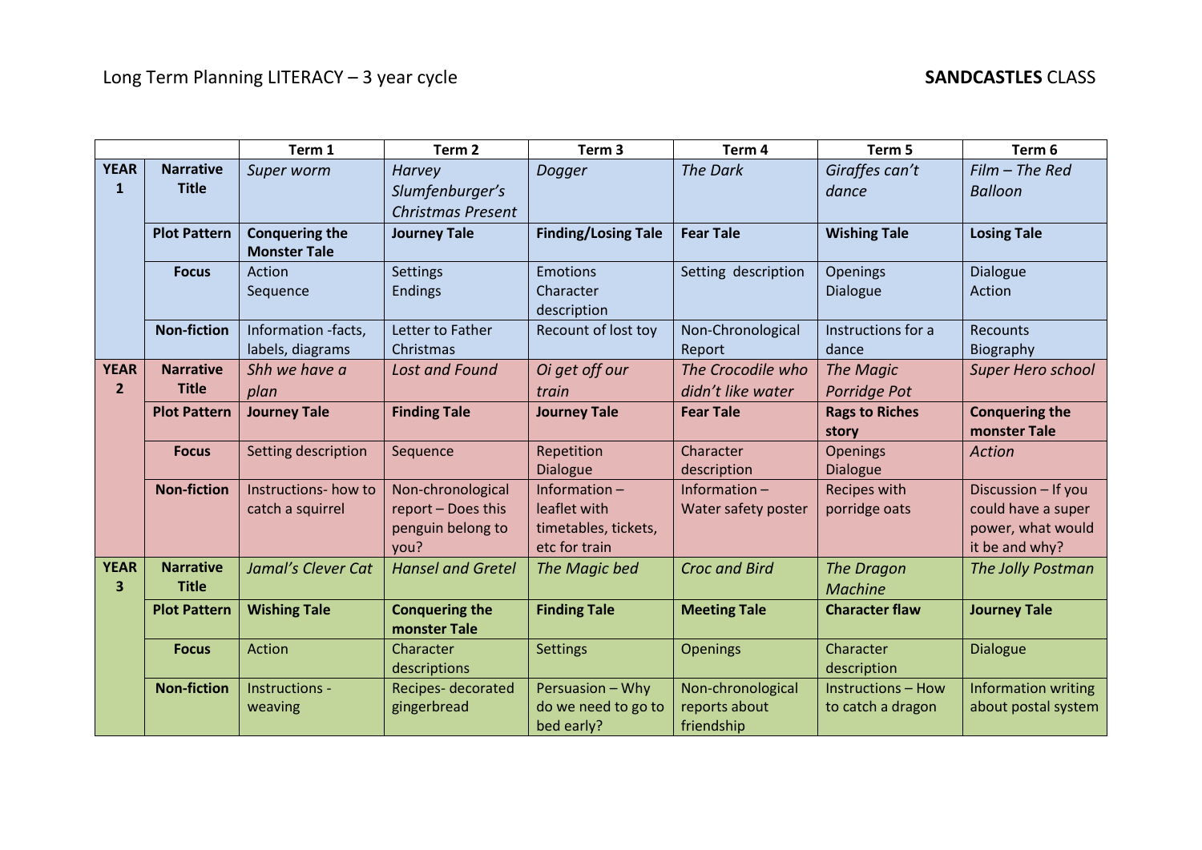Long Term Planning LITERACY – 3 year cycle **SANDCASTLES** CLASS

| | | Term 1 | Term 2 | Term 3 | Term 4 | Term 5 | Term 6 |
|---|---|---|---|---|---|---|---|
| **YEAR 1** | **Narrative Title** | *Super worm* | *Harvey Slumfenburger's Christmas Present* | *Dogger* | *The Dark* | *Giraffes can't dance* | *Film – The Red Balloon* |
| | **Plot Pattern** | **Conquering the Monster Tale** | **Journey Tale** | **Finding/Losing Tale** | **Fear Tale** | **Wishing Tale** | **Losing Tale** |
| | **Focus** | Action<br>Sequence | Settings<br>Endings | Emotions<br>Character description | Setting description | Openings<br>Dialogue | Dialogue<br>Action |
| | **Non-fiction** | Information -facts, labels, diagrams | Letter to Father Christmas | Recount of lost toy | Non-Chronological Report | Instructions for a dance | Recounts<br>Biography |
| **YEAR 2** | **Narrative Title** | *Shh we have a plan* | *Lost and Found* | *Oi get off our train* | *The Crocodile who didn't like water* | *The Magic Porridge Pot* | *Super Hero school* |
| | **Plot Pattern** | **Journey Tale** | **Finding Tale** | **Journey Tale** | **Fear Tale** | **Rags to Riches story** | **Conquering the monster Tale** |
| | **Focus** | Setting description | Sequence | Repetition<br>Dialogue | Character description | Openings<br>Dialogue | *Action* |
| | **Non-fiction** | Instructions- how to catch a squirrel | Non-chronological report – Does this penguin belong to you? | Information – leaflet with timetables, tickets, etc for train | Information – Water safety poster | Recipes with porridge oats | Discussion – If you could have a super power, what would it be and why? |
| **YEAR 3** | **Narrative Title** | *Jamal's Clever Cat* | *Hansel and Gretel* | *The Magic bed* | *Croc and Bird* | *The Dragon Machine* | *The Jolly Postman* |
| | **Plot Pattern** | **Wishing Tale** | **Conquering the monster Tale** | **Finding Tale** | **Meeting Tale** | **Character flaw** | **Journey Tale** |
| | **Focus** | Action | Character descriptions | Settings | Openings | Character description | Dialogue |
| | **Non-fiction** | Instructions - weaving | Recipes- decorated gingerbread | Persuasion – Why do we need to go to bed early? | Non-chronological reports about friendship | Instructions – How to catch a dragon | Information writing about postal system |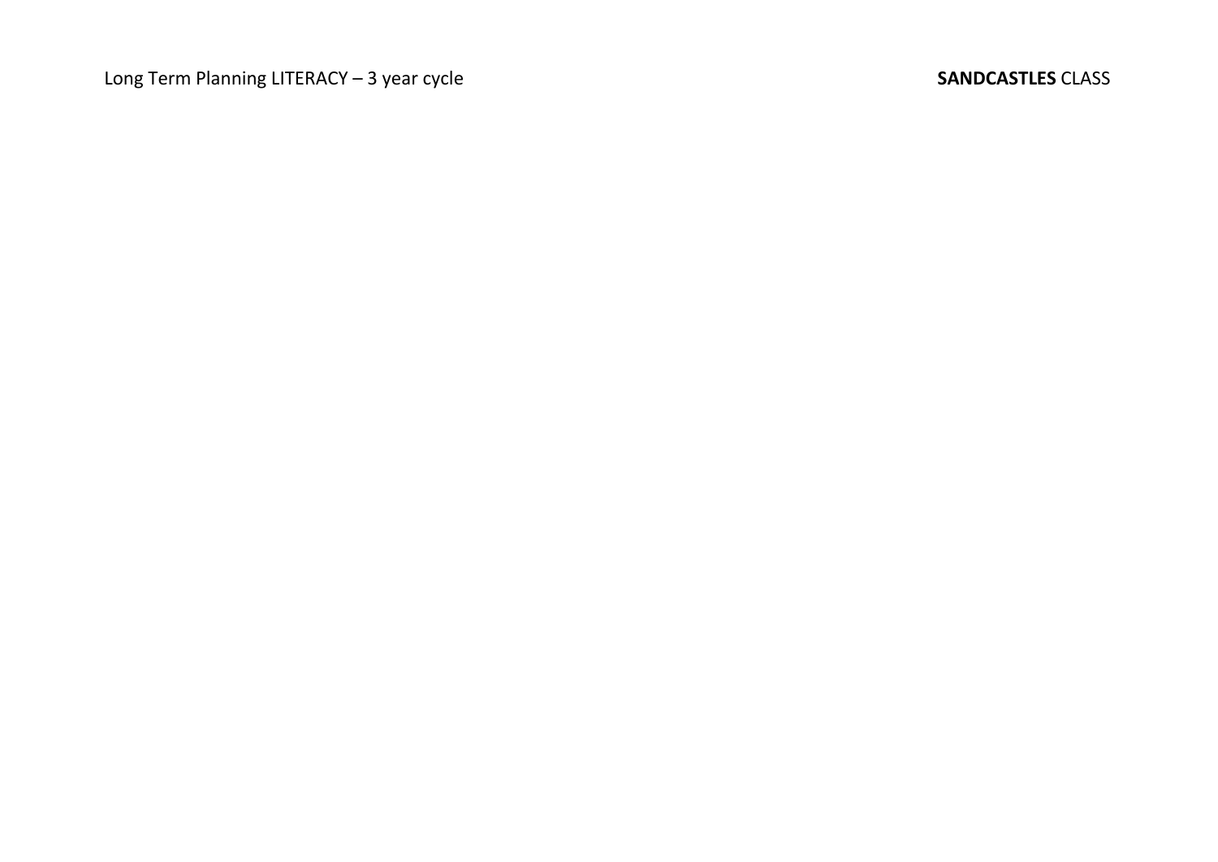Long Term Planning LITERACY – 3 year cycle **SANDCASTLES** CLASS